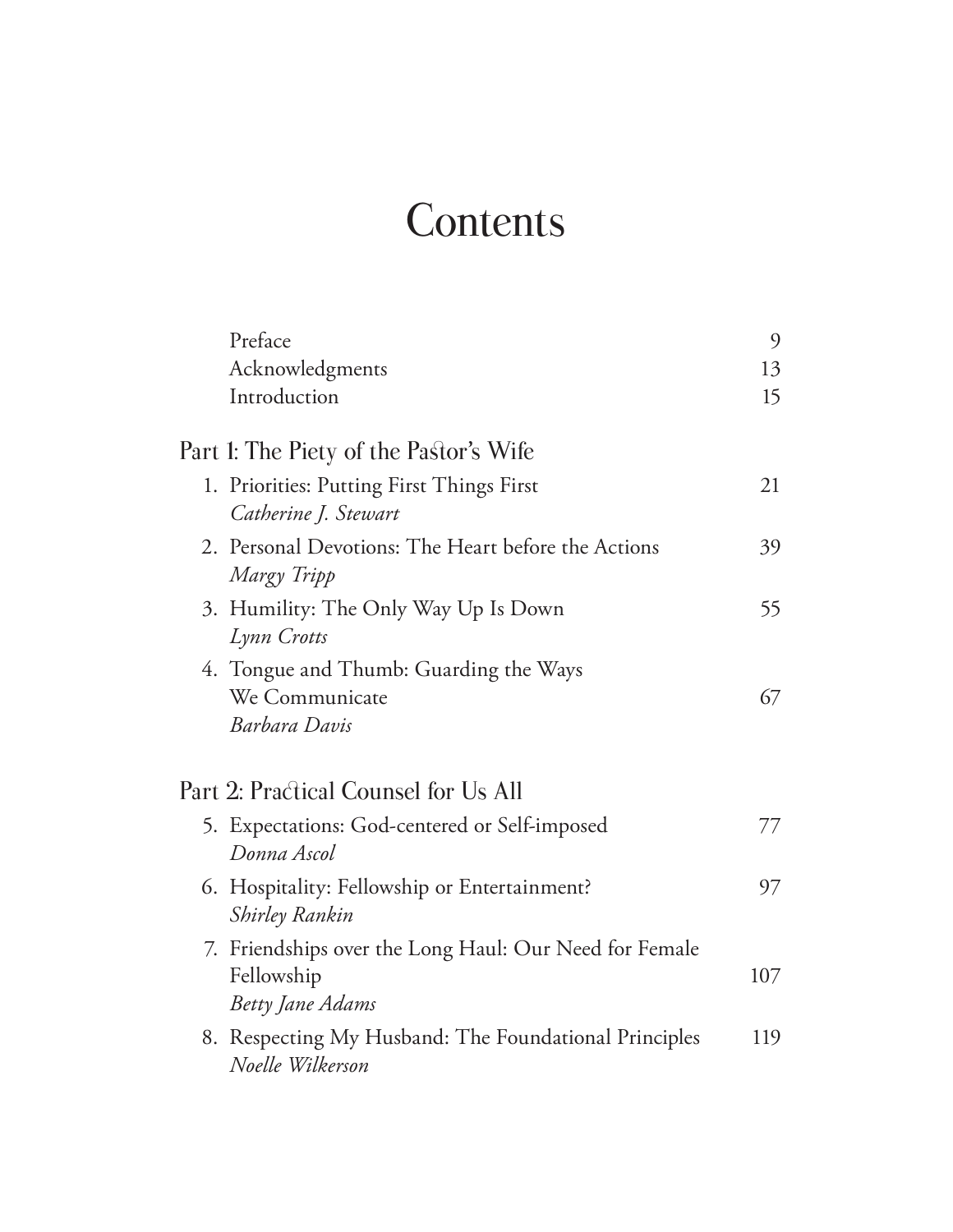# Contents

| | |
|---|---|
| Preface | 9 |
| Acknowledgments | 13 |
| Introduction | 15 |

## Part 1: The Piety of the Pastor's Wife

| | |
|---|---|
| 1. Priorities: Putting First Things First<br>*Catherine J. Stewart* | 21 |
| 2. Personal Devotions: The Heart before the Actions<br>*Margy Tripp* | 39 |
| 3. Humility: The Only Way Up Is Down<br>*Lynn Crotts* | 55 |
| 4. Tongue and Thumb: Guarding the Ways We Communicate<br>*Barbara Davis* | 67 |

## Part 2: Practical Counsel for Us All

| | |
|---|---|
| 5. Expectations: God-centered or Self-imposed<br>*Donna Ascol* | 77 |
| 6. Hospitality: Fellowship or Entertainment?<br>*Shirley Rankin* | 97 |
| 7. Friendships over the Long Haul: Our Need for Female Fellowship<br>*Betty Jane Adams* | 107 |
| 8. Respecting My Husband: The Foundational Principles<br>*Noelle Wilkerson* | 119 |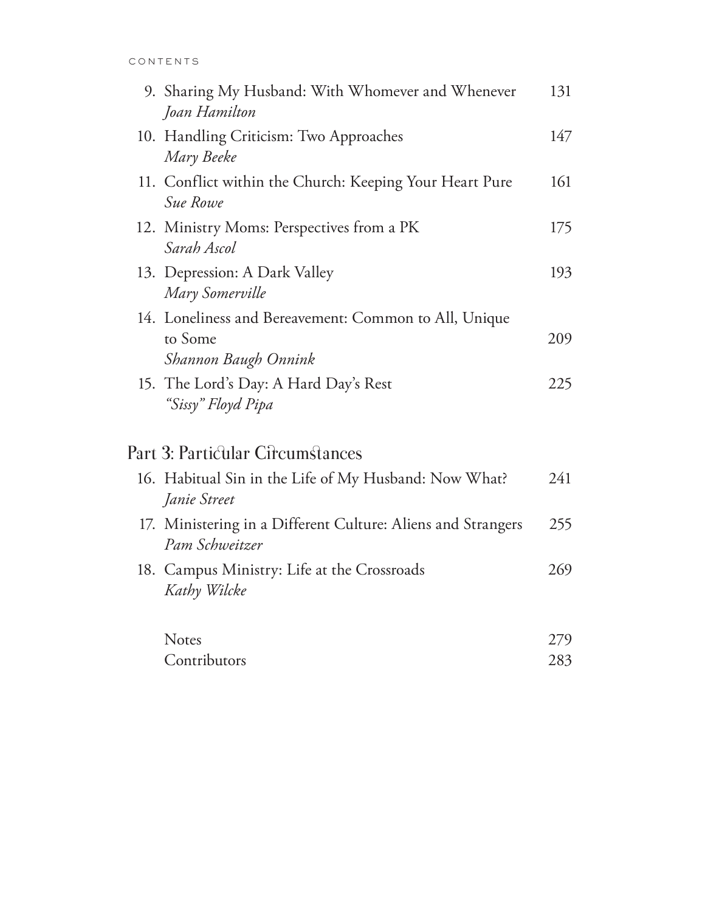9. Sharing My Husband: With Whomever and Whenever — 131
   *Joan Hamilton*
10. Handling Criticism: Two Approaches — 147
    *Mary Beeke*
11. Conflict within the Church: Keeping Your Heart Pure — 161
    *Sue Rowe*
12. Ministry Moms: Perspectives from a PK — 175
    *Sarah Ascol*
13. Depression: A Dark Valley — 193
    *Mary Somerville*
14. Loneliness and Bereavement: Common to All, Unique to Some — 209
    *Shannon Baugh Onnink*
15. The Lord's Day: A Hard Day's Rest — 225
    *"Sissy" Floyd Pipa*

## Part 3: Particular Circumstances

16. Habitual Sin in the Life of My Husband: Now What? — 241
    *Janie Street*
17. Ministering in a Different Culture: Aliens and Strangers — 255
    *Pam Schweitzer*
18. Campus Ministry: Life at the Crossroads — 269
    *Kathy Wilcke*

Notes — 279
Contributors — 283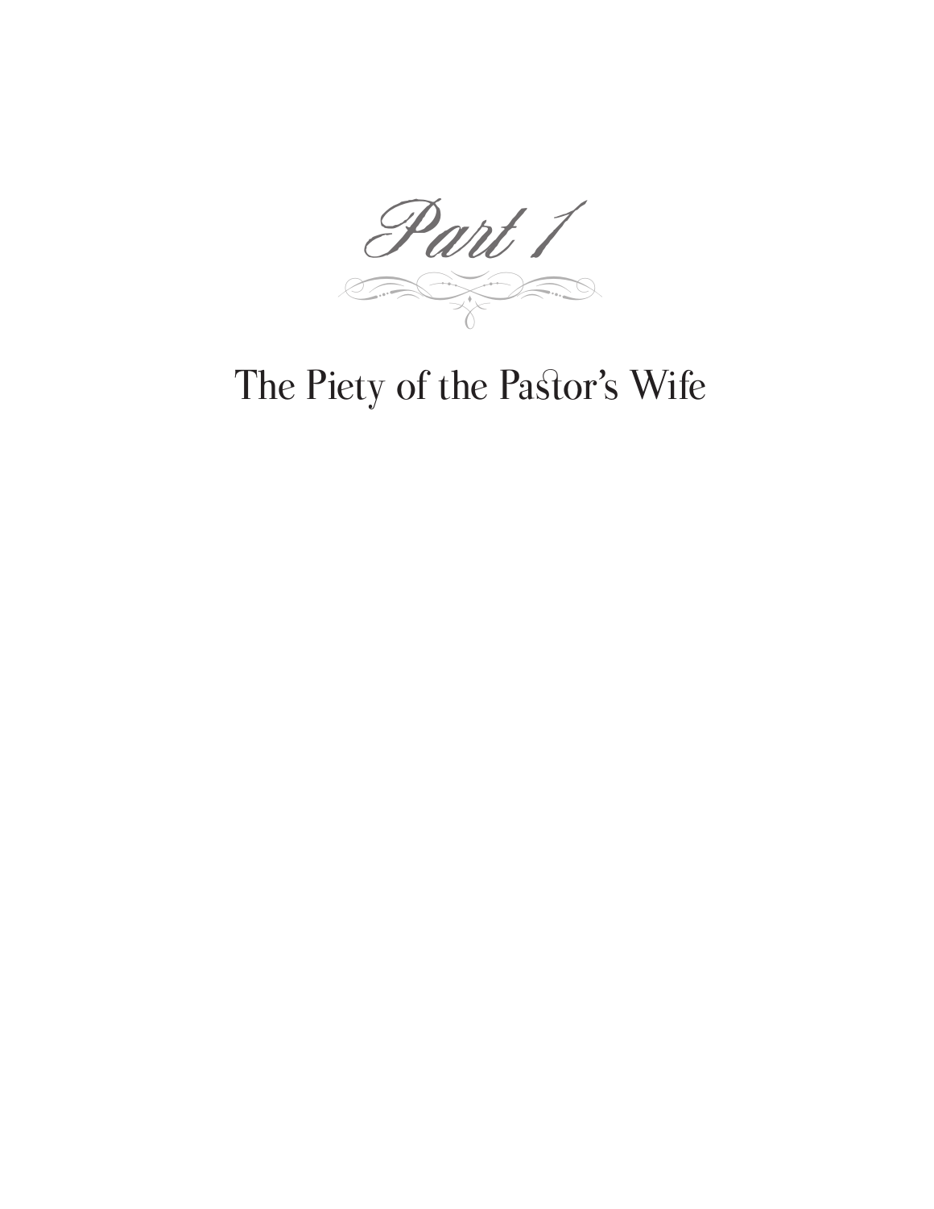# Part 1

## The Piety of the Pastor's Wife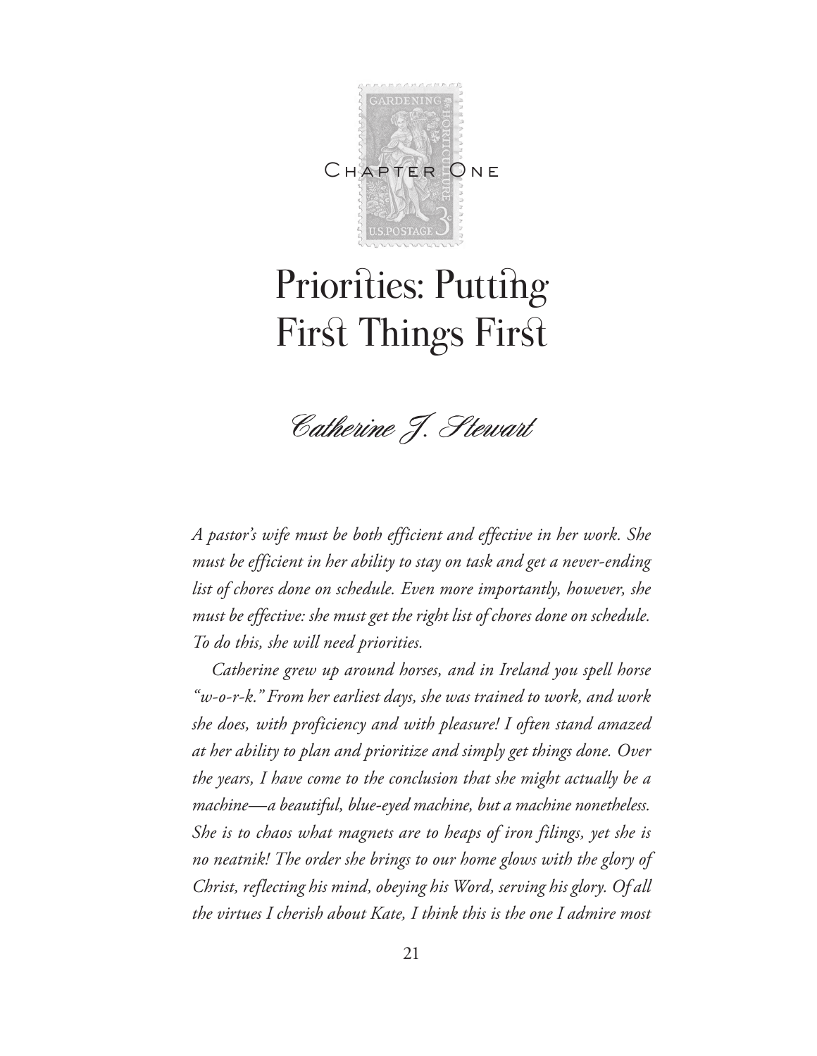Chapter One

# Priorities: Putting First Things First

## Catherine J. Stewart

*A pastor's wife must be both efficient and effective in her work. She must be efficient in her ability to stay on task and get a never-ending list of chores done on schedule. Even more importantly, however, she must be effective: she must get the right list of chores done on schedule. To do this, she will need priorities.*

*Catherine grew up around horses, and in Ireland you spell horse "w-o-r-k." From her earliest days, she was trained to work, and work she does, with proficiency and with pleasure! I often stand amazed at her ability to plan and prioritize and simply get things done. Over the years, I have come to the conclusion that she might actually be a machine—a beautiful, blue-eyed machine, but a machine nonetheless. She is to chaos what magnets are to heaps of iron filings, yet she is no neatnik! The order she brings to our home glows with the glory of Christ, reflecting his mind, obeying his Word, serving his glory. Of all the virtues I cherish about Kate, I think this is the one I admire most*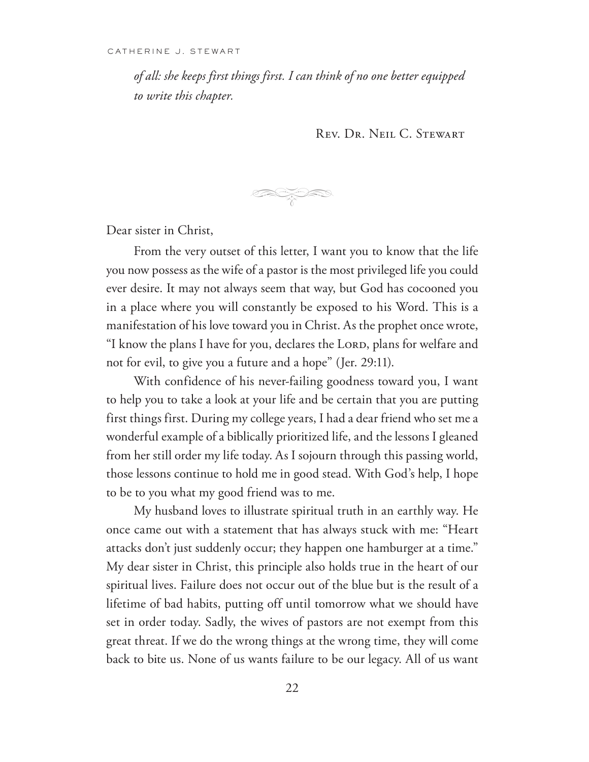*of all: she keeps first things first. I can think of no one better equipped to write this chapter.*

Rev. Dr. Neil C. Stewart

Dear sister in Christ,

From the very outset of this letter, I want you to know that the life you now possess as the wife of a pastor is the most privileged life you could ever desire. It may not always seem that way, but God has cocooned you in a place where you will constantly be exposed to his Word. This is a manifestation of his love toward you in Christ. As the prophet once wrote, "I know the plans I have for you, declares the Lord, plans for welfare and not for evil, to give you a future and a hope" (Jer. 29:11).

With confidence of his never-failing goodness toward you, I want to help you to take a look at your life and be certain that you are putting first things first. During my college years, I had a dear friend who set me a wonderful example of a biblically prioritized life, and the lessons I gleaned from her still order my life today. As I sojourn through this passing world, those lessons continue to hold me in good stead. With God's help, I hope to be to you what my good friend was to me.

My husband loves to illustrate spiritual truth in an earthly way. He once came out with a statement that has always stuck with me: "Heart attacks don't just suddenly occur; they happen one hamburger at a time." My dear sister in Christ, this principle also holds true in the heart of our spiritual lives. Failure does not occur out of the blue but is the result of a lifetime of bad habits, putting off until tomorrow what we should have set in order today. Sadly, the wives of pastors are not exempt from this great threat. If we do the wrong things at the wrong time, they will come back to bite us. None of us wants failure to be our legacy. All of us want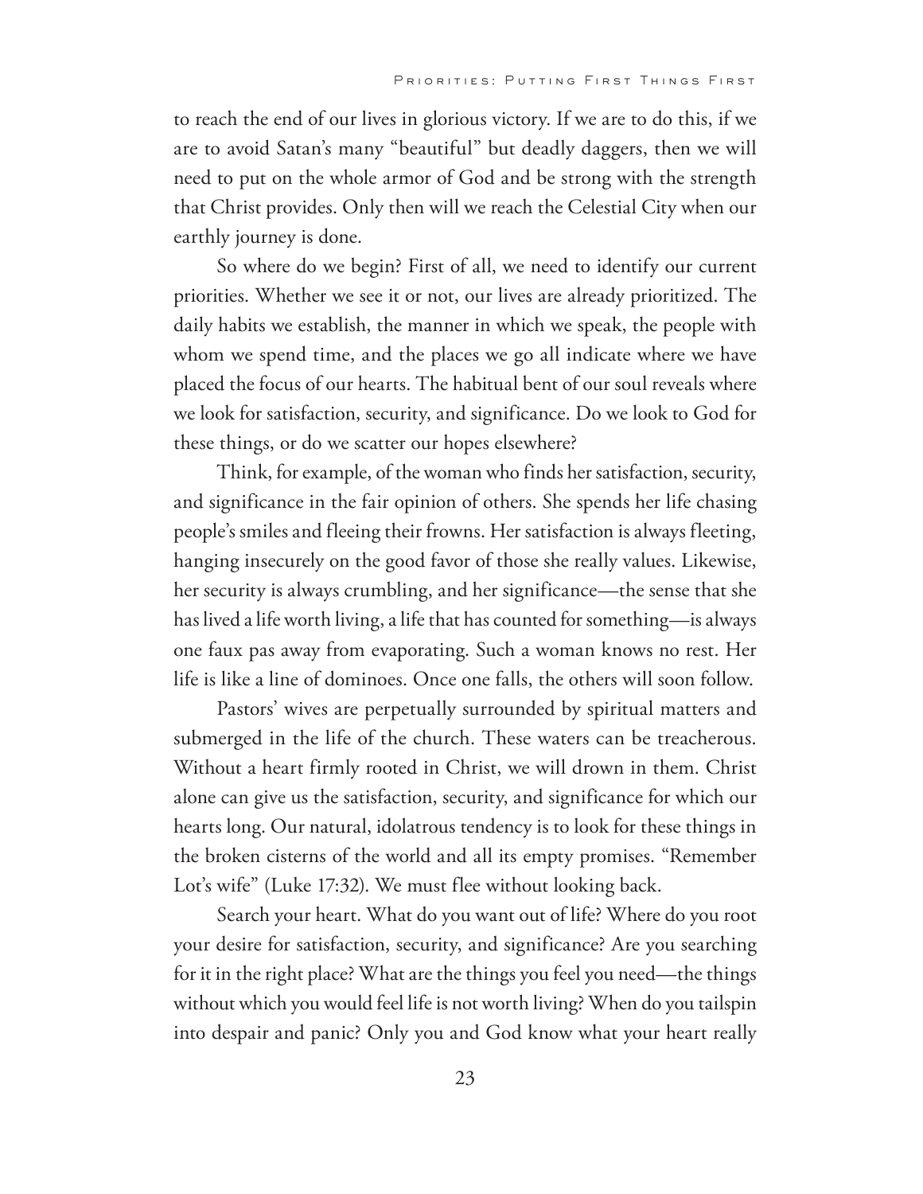to reach the end of our lives in glorious victory. If we are to do this, if we are to avoid Satan's many "beautiful" but deadly daggers, then we will need to put on the whole armor of God and be strong with the strength that Christ provides. Only then will we reach the Celestial City when our earthly journey is done.

So where do we begin? First of all, we need to identify our current priorities. Whether we see it or not, our lives are already prioritized. The daily habits we establish, the manner in which we speak, the people with whom we spend time, and the places we go all indicate where we have placed the focus of our hearts. The habitual bent of our soul reveals where we look for satisfaction, security, and significance. Do we look to God for these things, or do we scatter our hopes elsewhere?

Think, for example, of the woman who finds her satisfaction, security, and significance in the fair opinion of others. She spends her life chasing people's smiles and fleeing their frowns. Her satisfaction is always fleeting, hanging insecurely on the good favor of those she really values. Likewise, her security is always crumbling, and her significance—the sense that she has lived a life worth living, a life that has counted for something—is always one faux pas away from evaporating. Such a woman knows no rest. Her life is like a line of dominoes. Once one falls, the others will soon follow.

Pastors' wives are perpetually surrounded by spiritual matters and submerged in the life of the church. These waters can be treacherous. Without a heart firmly rooted in Christ, we will drown in them. Christ alone can give us the satisfaction, security, and significance for which our hearts long. Our natural, idolatrous tendency is to look for these things in the broken cisterns of the world and all its empty promises. "Remember Lot's wife" (Luke 17:32). We must flee without looking back.

Search your heart. What do you want out of life? Where do you root your desire for satisfaction, security, and significance? Are you searching for it in the right place? What are the things you feel you need—the things without which you would feel life is not worth living? When do you tailspin into despair and panic? Only you and God know what your heart really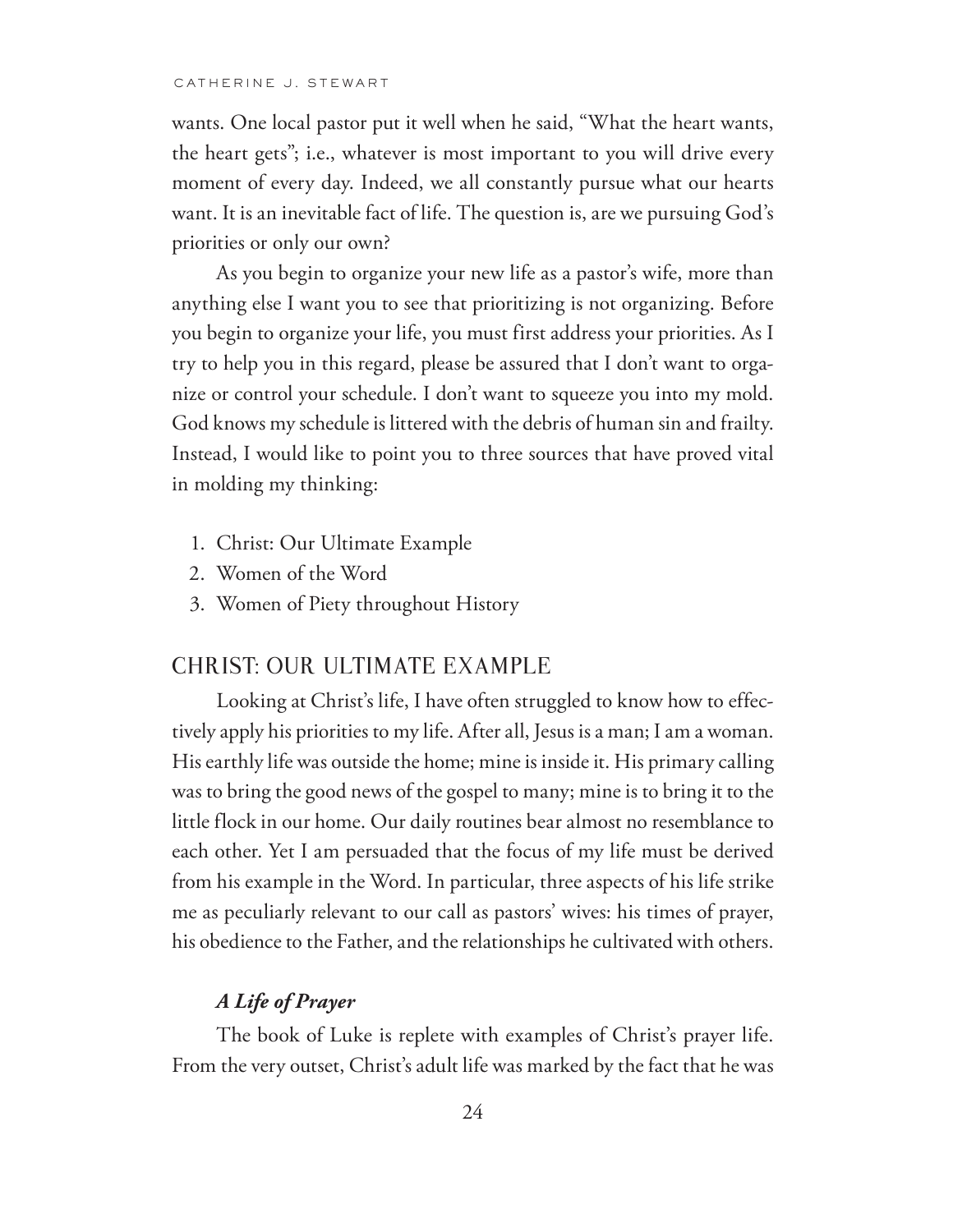wants. One local pastor put it well when he said, "What the heart wants, the heart gets"; i.e., whatever is most important to you will drive every moment of every day. Indeed, we all constantly pursue what our hearts want. It is an inevitable fact of life. The question is, are we pursuing God's priorities or only our own?

As you begin to organize your new life as a pastor's wife, more than anything else I want you to see that prioritizing is not organizing. Before you begin to organize your life, you must first address your priorities. As I try to help you in this regard, please be assured that I don't want to organize or control your schedule. I don't want to squeeze you into my mold. God knows my schedule is littered with the debris of human sin and frailty. Instead, I would like to point you to three sources that have proved vital in molding my thinking:

1. Christ: Our Ultimate Example
2. Women of the Word
3. Women of Piety throughout History

## CHRIST: OUR ULTIMATE EXAMPLE

Looking at Christ's life, I have often struggled to know how to effectively apply his priorities to my life. After all, Jesus is a man; I am a woman. His earthly life was outside the home; mine is inside it. His primary calling was to bring the good news of the gospel to many; mine is to bring it to the little flock in our home. Our daily routines bear almost no resemblance to each other. Yet I am persuaded that the focus of my life must be derived from his example in the Word. In particular, three aspects of his life strike me as peculiarly relevant to our call as pastors' wives: his times of prayer, his obedience to the Father, and the relationships he cultivated with others.

### *A Life of Prayer*

The book of Luke is replete with examples of Christ's prayer life. From the very outset, Christ's adult life was marked by the fact that he was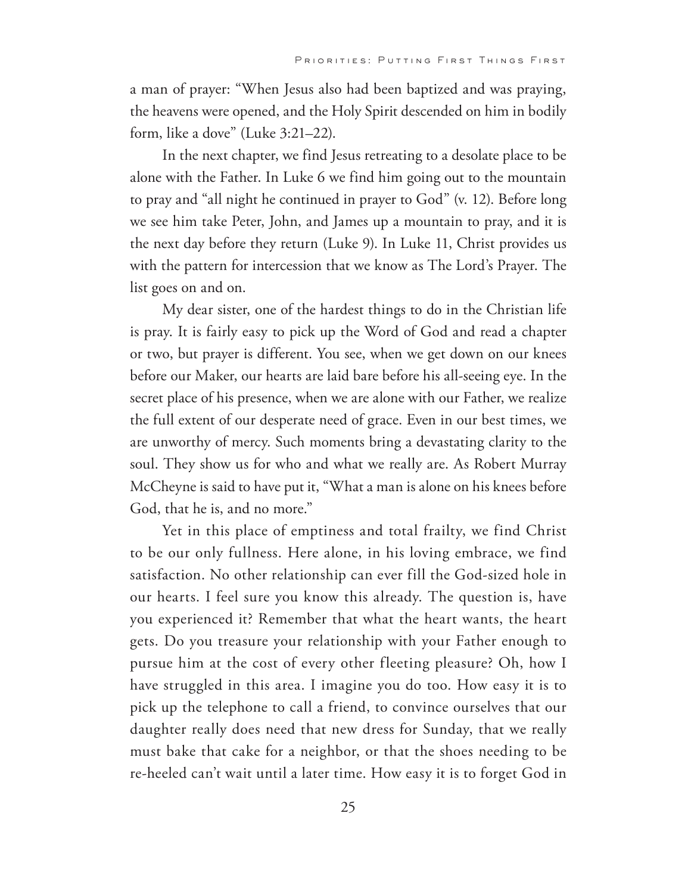a man of prayer: "When Jesus also had been baptized and was praying, the heavens were opened, and the Holy Spirit descended on him in bodily form, like a dove" (Luke 3:21–22).

In the next chapter, we find Jesus retreating to a desolate place to be alone with the Father. In Luke 6 we find him going out to the mountain to pray and "all night he continued in prayer to God" (v. 12). Before long we see him take Peter, John, and James up a mountain to pray, and it is the next day before they return (Luke 9). In Luke 11, Christ provides us with the pattern for intercession that we know as The Lord's Prayer. The list goes on and on.

My dear sister, one of the hardest things to do in the Christian life is pray. It is fairly easy to pick up the Word of God and read a chapter or two, but prayer is different. You see, when we get down on our knees before our Maker, our hearts are laid bare before his all-seeing eye. In the secret place of his presence, when we are alone with our Father, we realize the full extent of our desperate need of grace. Even in our best times, we are unworthy of mercy. Such moments bring a devastating clarity to the soul. They show us for who and what we really are. As Robert Murray McCheyne is said to have put it, "What a man is alone on his knees before God, that he is, and no more."

Yet in this place of emptiness and total frailty, we find Christ to be our only fullness. Here alone, in his loving embrace, we find satisfaction. No other relationship can ever fill the God-sized hole in our hearts. I feel sure you know this already. The question is, have you experienced it? Remember that what the heart wants, the heart gets. Do you treasure your relationship with your Father enough to pursue him at the cost of every other fleeting pleasure? Oh, how I have struggled in this area. I imagine you do too. How easy it is to pick up the telephone to call a friend, to convince ourselves that our daughter really does need that new dress for Sunday, that we really must bake that cake for a neighbor, or that the shoes needing to be re-heeled can't wait until a later time. How easy it is to forget God in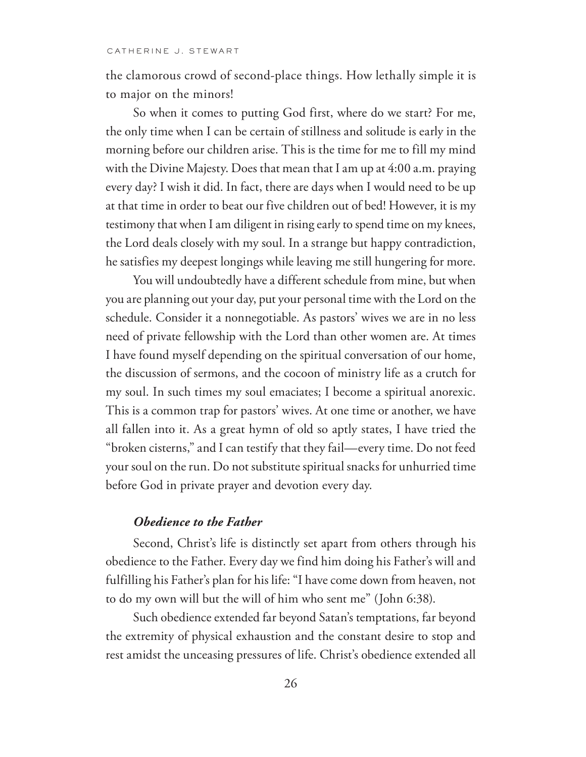the clamorous crowd of second-place things. How lethally simple it is to major on the minors!

So when it comes to putting God first, where do we start? For me, the only time when I can be certain of stillness and solitude is early in the morning before our children arise. This is the time for me to fill my mind with the Divine Majesty. Does that mean that I am up at 4:00 a.m. praying every day? I wish it did. In fact, there are days when I would need to be up at that time in order to beat our five children out of bed! However, it is my testimony that when I am diligent in rising early to spend time on my knees, the Lord deals closely with my soul. In a strange but happy contradiction, he satisfies my deepest longings while leaving me still hungering for more.

You will undoubtedly have a different schedule from mine, but when you are planning out your day, put your personal time with the Lord on the schedule. Consider it a nonnegotiable. As pastors' wives we are in no less need of private fellowship with the Lord than other women are. At times I have found myself depending on the spiritual conversation of our home, the discussion of sermons, and the cocoon of ministry life as a crutch for my soul. In such times my soul emaciates; I become a spiritual anorexic. This is a common trap for pastors' wives. At one time or another, we have all fallen into it. As a great hymn of old so aptly states, I have tried the "broken cisterns," and I can testify that they fail—every time. Do not feed your soul on the run. Do not substitute spiritual snacks for unhurried time before God in private prayer and devotion every day.

### *Obedience to the Father*

Second, Christ's life is distinctly set apart from others through his obedience to the Father. Every day we find him doing his Father's will and fulfilling his Father's plan for his life: "I have come down from heaven, not to do my own will but the will of him who sent me" (John 6:38).

Such obedience extended far beyond Satan's temptations, far beyond the extremity of physical exhaustion and the constant desire to stop and rest amidst the unceasing pressures of life. Christ's obedience extended all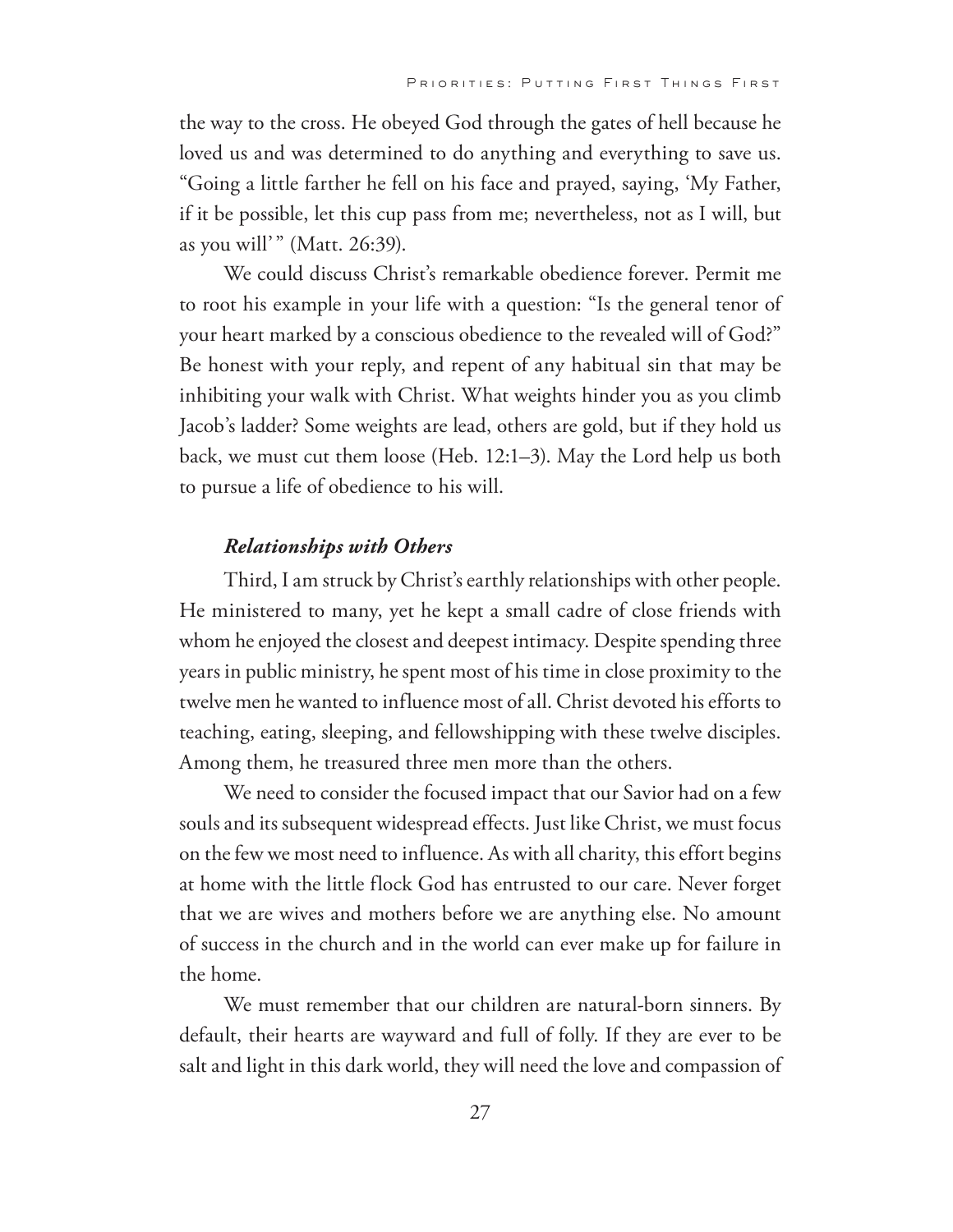the way to the cross. He obeyed God through the gates of hell because he loved us and was determined to do anything and everything to save us. "Going a little farther he fell on his face and prayed, saying, 'My Father, if it be possible, let this cup pass from me; nevertheless, not as I will, but as you will'" (Matt. 26:39).

We could discuss Christ's remarkable obedience forever. Permit me to root his example in your life with a question: "Is the general tenor of your heart marked by a conscious obedience to the revealed will of God?" Be honest with your reply, and repent of any habitual sin that may be inhibiting your walk with Christ. What weights hinder you as you climb Jacob's ladder? Some weights are lead, others are gold, but if they hold us back, we must cut them loose (Heb. 12:1–3). May the Lord help us both to pursue a life of obedience to his will.

### *Relationships with Others*

Third, I am struck by Christ's earthly relationships with other people. He ministered to many, yet he kept a small cadre of close friends with whom he enjoyed the closest and deepest intimacy. Despite spending three years in public ministry, he spent most of his time in close proximity to the twelve men he wanted to influence most of all. Christ devoted his efforts to teaching, eating, sleeping, and fellowshipping with these twelve disciples. Among them, he treasured three men more than the others.

We need to consider the focused impact that our Savior had on a few souls and its subsequent widespread effects. Just like Christ, we must focus on the few we most need to influence. As with all charity, this effort begins at home with the little flock God has entrusted to our care. Never forget that we are wives and mothers before we are anything else. No amount of success in the church and in the world can ever make up for failure in the home.

We must remember that our children are natural-born sinners. By default, their hearts are wayward and full of folly. If they are ever to be salt and light in this dark world, they will need the love and compassion of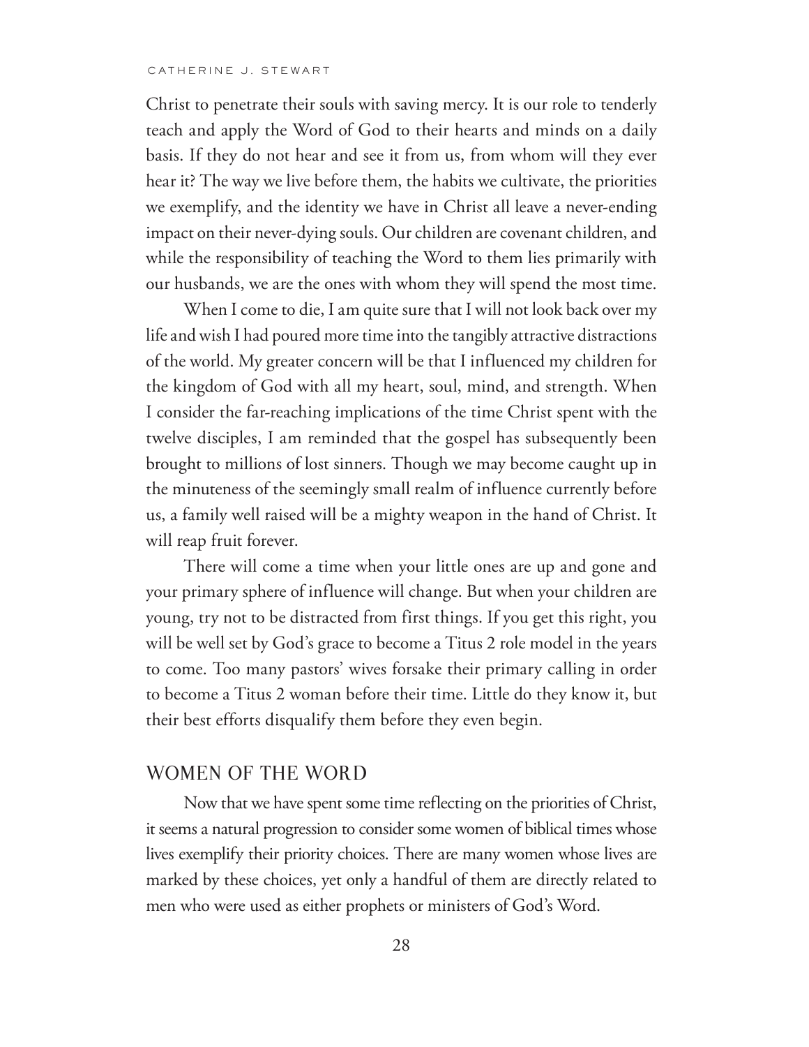Christ to penetrate their souls with saving mercy. It is our role to tenderly teach and apply the Word of God to their hearts and minds on a daily basis. If they do not hear and see it from us, from whom will they ever hear it? The way we live before them, the habits we cultivate, the priorities we exemplify, and the identity we have in Christ all leave a never-ending impact on their never-dying souls. Our children are covenant children, and while the responsibility of teaching the Word to them lies primarily with our husbands, we are the ones with whom they will spend the most time.

When I come to die, I am quite sure that I will not look back over my life and wish I had poured more time into the tangibly attractive distractions of the world. My greater concern will be that I influenced my children for the kingdom of God with all my heart, soul, mind, and strength. When I consider the far-reaching implications of the time Christ spent with the twelve disciples, I am reminded that the gospel has subsequently been brought to millions of lost sinners. Though we may become caught up in the minuteness of the seemingly small realm of influence currently before us, a family well raised will be a mighty weapon in the hand of Christ. It will reap fruit forever.

There will come a time when your little ones are up and gone and your primary sphere of influence will change. But when your children are young, try not to be distracted from first things. If you get this right, you will be well set by God's grace to become a Titus 2 role model in the years to come. Too many pastors' wives forsake their primary calling in order to become a Titus 2 woman before their time. Little do they know it, but their best efforts disqualify them before they even begin.

## WOMEN OF THE WORD

Now that we have spent some time reflecting on the priorities of Christ, it seems a natural progression to consider some women of biblical times whose lives exemplify their priority choices. There are many women whose lives are marked by these choices, yet only a handful of them are directly related to men who were used as either prophets or ministers of God's Word.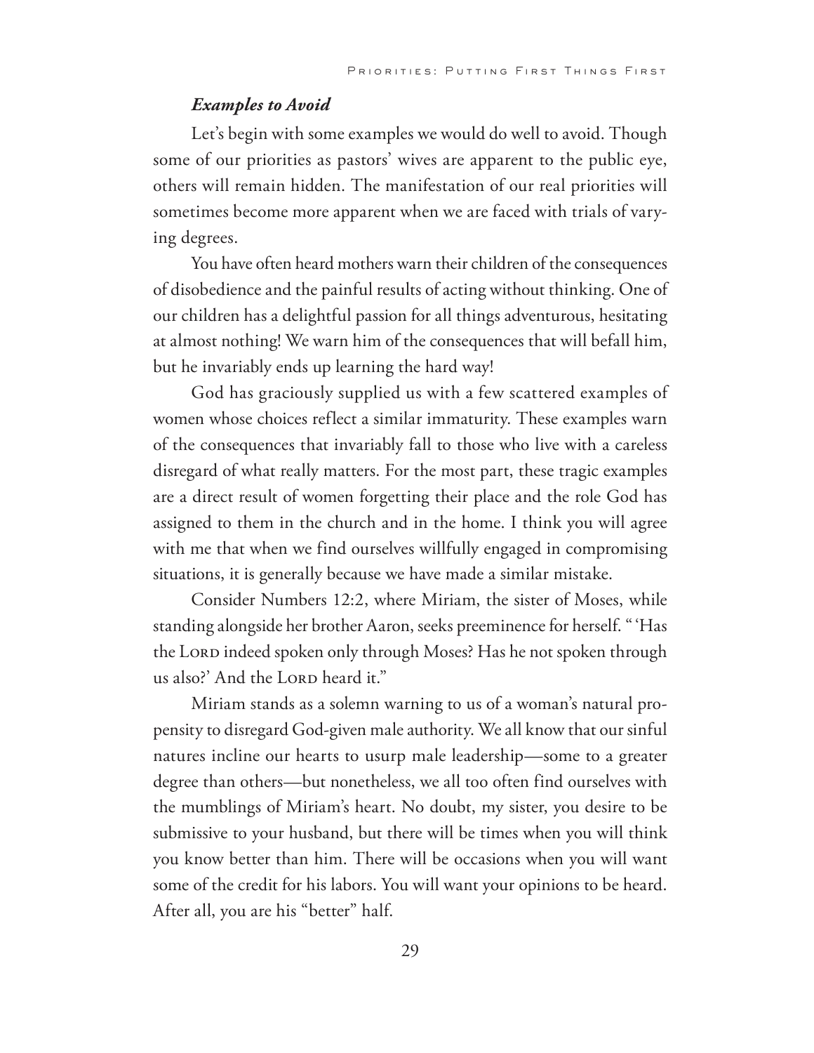### *Examples to Avoid*

Let's begin with some examples we would do well to avoid. Though some of our priorities as pastors' wives are apparent to the public eye, others will remain hidden. The manifestation of our real priorities will sometimes become more apparent when we are faced with trials of varying degrees.

You have often heard mothers warn their children of the consequences of disobedience and the painful results of acting without thinking. One of our children has a delightful passion for all things adventurous, hesitating at almost nothing! We warn him of the consequences that will befall him, but he invariably ends up learning the hard way!

God has graciously supplied us with a few scattered examples of women whose choices reflect a similar immaturity. These examples warn of the consequences that invariably fall to those who live with a careless disregard of what really matters. For the most part, these tragic examples are a direct result of women forgetting their place and the role God has assigned to them in the church and in the home. I think you will agree with me that when we find ourselves willfully engaged in compromising situations, it is generally because we have made a similar mistake.

Consider Numbers 12:2, where Miriam, the sister of Moses, while standing alongside her brother Aaron, seeks preeminence for herself. " 'Has the Lord indeed spoken only through Moses? Has he not spoken through us also?' And the Lord heard it."

Miriam stands as a solemn warning to us of a woman's natural propensity to disregard God-given male authority. We all know that our sinful natures incline our hearts to usurp male leadership—some to a greater degree than others—but nonetheless, we all too often find ourselves with the mumblings of Miriam's heart. No doubt, my sister, you desire to be submissive to your husband, but there will be times when you will think you know better than him. There will be occasions when you will want some of the credit for his labors. You will want your opinions to be heard. After all, you are his "better" half.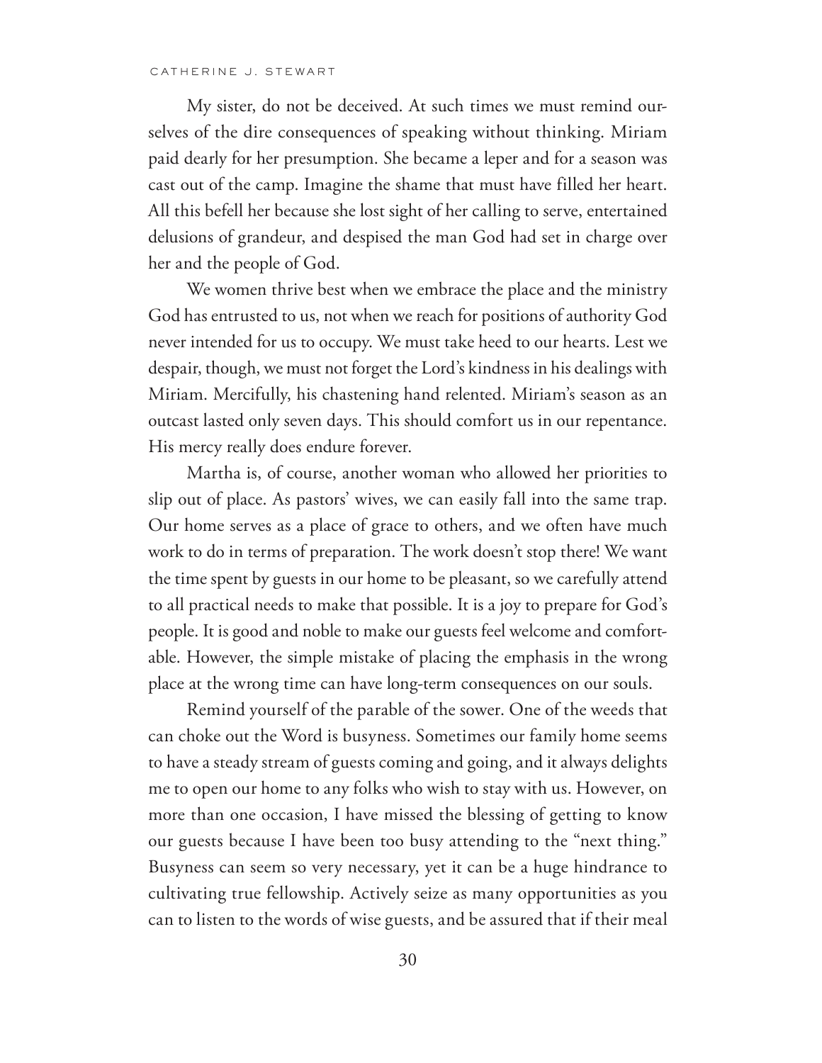My sister, do not be deceived. At such times we must remind ourselves of the dire consequences of speaking without thinking. Miriam paid dearly for her presumption. She became a leper and for a season was cast out of the camp. Imagine the shame that must have filled her heart. All this befell her because she lost sight of her calling to serve, entertained delusions of grandeur, and despised the man God had set in charge over her and the people of God.

We women thrive best when we embrace the place and the ministry God has entrusted to us, not when we reach for positions of authority God never intended for us to occupy. We must take heed to our hearts. Lest we despair, though, we must not forget the Lord's kindness in his dealings with Miriam. Mercifully, his chastening hand relented. Miriam's season as an outcast lasted only seven days. This should comfort us in our repentance. His mercy really does endure forever.

Martha is, of course, another woman who allowed her priorities to slip out of place. As pastors' wives, we can easily fall into the same trap. Our home serves as a place of grace to others, and we often have much work to do in terms of preparation. The work doesn't stop there! We want the time spent by guests in our home to be pleasant, so we carefully attend to all practical needs to make that possible. It is a joy to prepare for God's people. It is good and noble to make our guests feel welcome and comfortable. However, the simple mistake of placing the emphasis in the wrong place at the wrong time can have long-term consequences on our souls.

Remind yourself of the parable of the sower. One of the weeds that can choke out the Word is busyness. Sometimes our family home seems to have a steady stream of guests coming and going, and it always delights me to open our home to any folks who wish to stay with us. However, on more than one occasion, I have missed the blessing of getting to know our guests because I have been too busy attending to the "next thing." Busyness can seem so very necessary, yet it can be a huge hindrance to cultivating true fellowship. Actively seize as many opportunities as you can to listen to the words of wise guests, and be assured that if their meal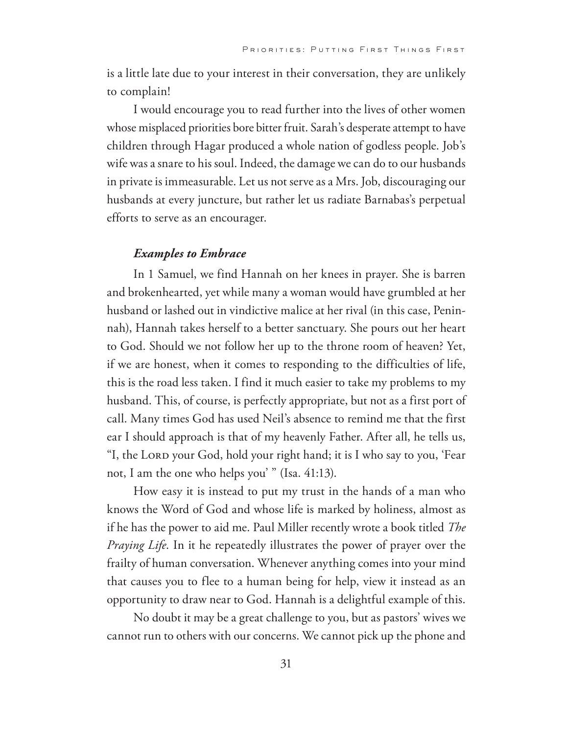is a little late due to your interest in their conversation, they are unlikely to complain!

I would encourage you to read further into the lives of other women whose misplaced priorities bore bitter fruit. Sarah's desperate attempt to have children through Hagar produced a whole nation of godless people. Job's wife was a snare to his soul. Indeed, the damage we can do to our husbands in private is immeasurable. Let us not serve as a Mrs. Job, discouraging our husbands at every juncture, but rather let us radiate Barnabas's perpetual efforts to serve as an encourager.

### *Examples to Embrace*

In 1 Samuel, we find Hannah on her knees in prayer. She is barren and brokenhearted, yet while many a woman would have grumbled at her husband or lashed out in vindictive malice at her rival (in this case, Peninnah), Hannah takes herself to a better sanctuary. She pours out her heart to God. Should we not follow her up to the throne room of heaven? Yet, if we are honest, when it comes to responding to the difficulties of life, this is the road less taken. I find it much easier to take my problems to my husband. This, of course, is perfectly appropriate, but not as a first port of call. Many times God has used Neil's absence to remind me that the first ear I should approach is that of my heavenly Father. After all, he tells us, "I, the Lord your God, hold your right hand; it is I who say to you, 'Fear not, I am the one who helps you' " (Isa. 41:13).

How easy it is instead to put my trust in the hands of a man who knows the Word of God and whose life is marked by holiness, almost as if he has the power to aid me. Paul Miller recently wrote a book titled *The Praying Life*. In it he repeatedly illustrates the power of prayer over the frailty of human conversation. Whenever anything comes into your mind that causes you to flee to a human being for help, view it instead as an opportunity to draw near to God. Hannah is a delightful example of this.

No doubt it may be a great challenge to you, but as pastors' wives we cannot run to others with our concerns. We cannot pick up the phone and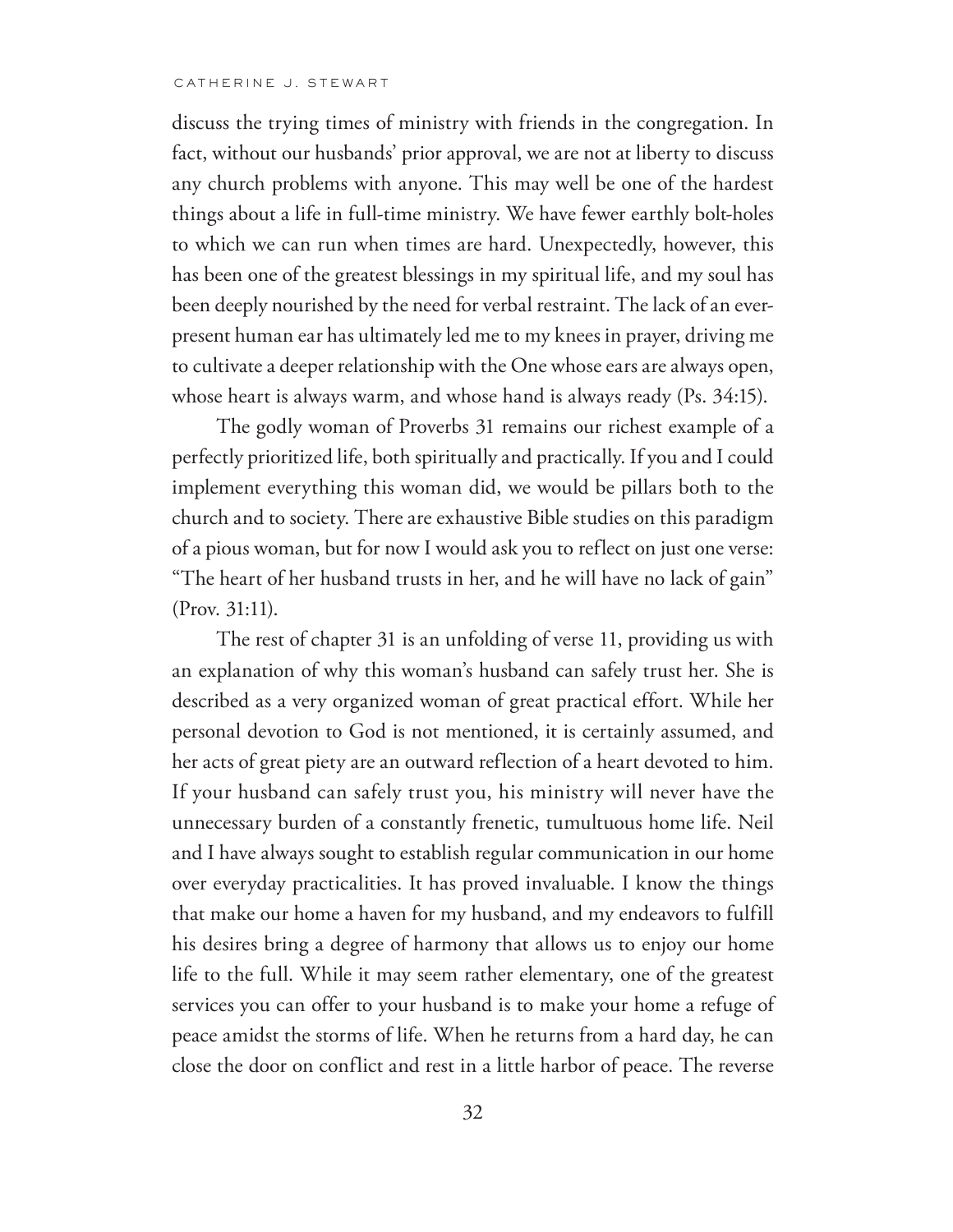discuss the trying times of ministry with friends in the congregation. In fact, without our husbands' prior approval, we are not at liberty to discuss any church problems with anyone. This may well be one of the hardest things about a life in full-time ministry. We have fewer earthly bolt-holes to which we can run when times are hard. Unexpectedly, however, this has been one of the greatest blessings in my spiritual life, and my soul has been deeply nourished by the need for verbal restraint. The lack of an ever-present human ear has ultimately led me to my knees in prayer, driving me to cultivate a deeper relationship with the One whose ears are always open, whose heart is always warm, and whose hand is always ready (Ps. 34:15).

The godly woman of Proverbs 31 remains our richest example of a perfectly prioritized life, both spiritually and practically. If you and I could implement everything this woman did, we would be pillars both to the church and to society. There are exhaustive Bible studies on this paradigm of a pious woman, but for now I would ask you to reflect on just one verse: "The heart of her husband trusts in her, and he will have no lack of gain" (Prov. 31:11).

The rest of chapter 31 is an unfolding of verse 11, providing us with an explanation of why this woman's husband can safely trust her. She is described as a very organized woman of great practical effort. While her personal devotion to God is not mentioned, it is certainly assumed, and her acts of great piety are an outward reflection of a heart devoted to him. If your husband can safely trust you, his ministry will never have the unnecessary burden of a constantly frenetic, tumultuous home life. Neil and I have always sought to establish regular communication in our home over everyday practicalities. It has proved invaluable. I know the things that make our home a haven for my husband, and my endeavors to fulfill his desires bring a degree of harmony that allows us to enjoy our home life to the full. While it may seem rather elementary, one of the greatest services you can offer to your husband is to make your home a refuge of peace amidst the storms of life. When he returns from a hard day, he can close the door on conflict and rest in a little harbor of peace. The reverse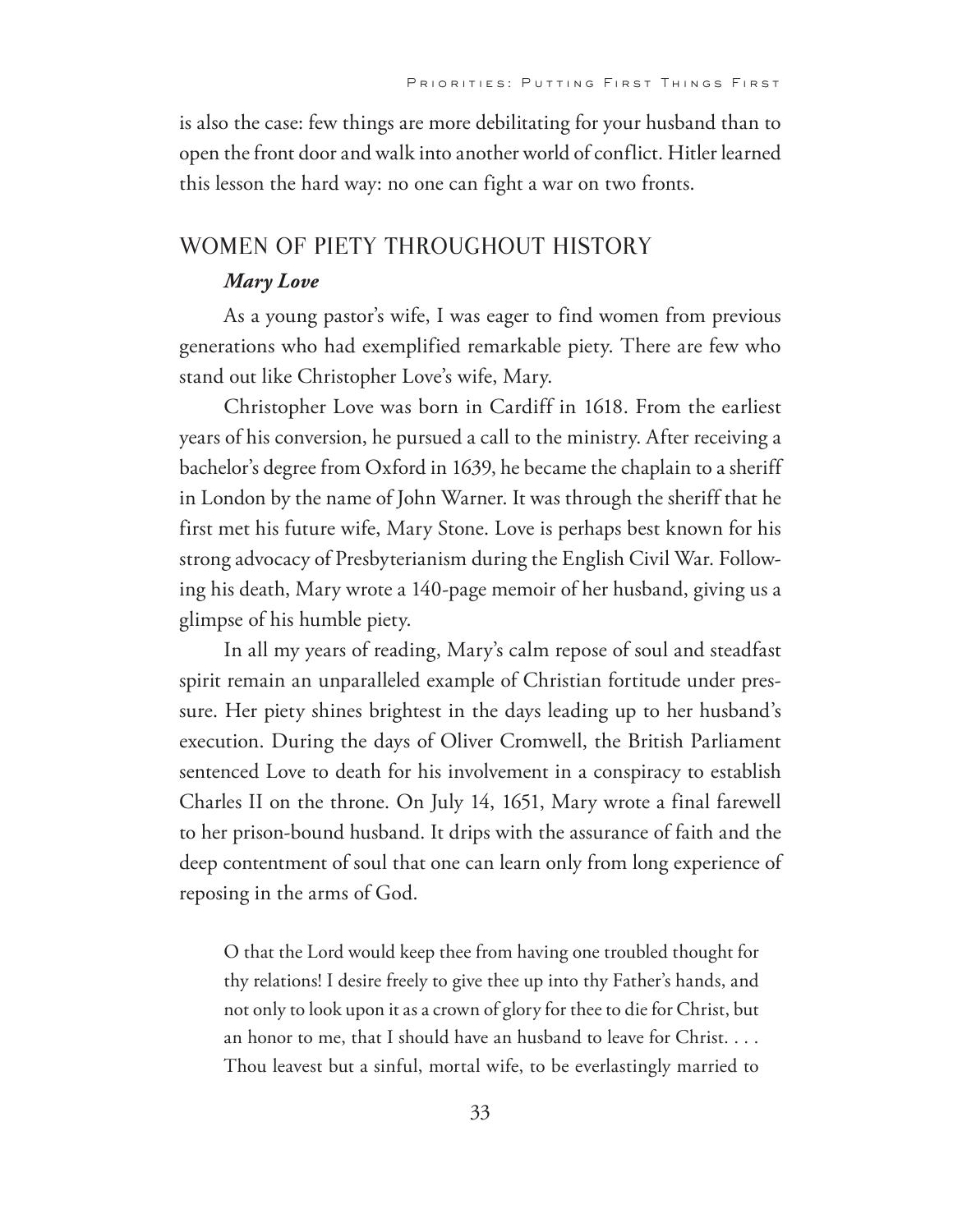is also the case: few things are more debilitating for your husband than to open the front door and walk into another world of conflict. Hitler learned this lesson the hard way: no one can fight a war on two fronts.

## WOMEN OF PIETY THROUGHOUT HISTORY

### *Mary Love*

As a young pastor's wife, I was eager to find women from previous generations who had exemplified remarkable piety. There are few who stand out like Christopher Love's wife, Mary.

Christopher Love was born in Cardiff in 1618. From the earliest years of his conversion, he pursued a call to the ministry. After receiving a bachelor's degree from Oxford in 1639, he became the chaplain to a sheriff in London by the name of John Warner. It was through the sheriff that he first met his future wife, Mary Stone. Love is perhaps best known for his strong advocacy of Presbyterianism during the English Civil War. Following his death, Mary wrote a 140-page memoir of her husband, giving us a glimpse of his humble piety.

In all my years of reading, Mary's calm repose of soul and steadfast spirit remain an unparalleled example of Christian fortitude under pressure. Her piety shines brightest in the days leading up to her husband's execution. During the days of Oliver Cromwell, the British Parliament sentenced Love to death for his involvement in a conspiracy to establish Charles II on the throne. On July 14, 1651, Mary wrote a final farewell to her prison-bound husband. It drips with the assurance of faith and the deep contentment of soul that one can learn only from long experience of reposing in the arms of God.

> O that the Lord would keep thee from having one troubled thought for thy relations! I desire freely to give thee up into thy Father's hands, and not only to look upon it as a crown of glory for thee to die for Christ, but an honor to me, that I should have an husband to leave for Christ. . . . Thou leavest but a sinful, mortal wife, to be everlastingly married to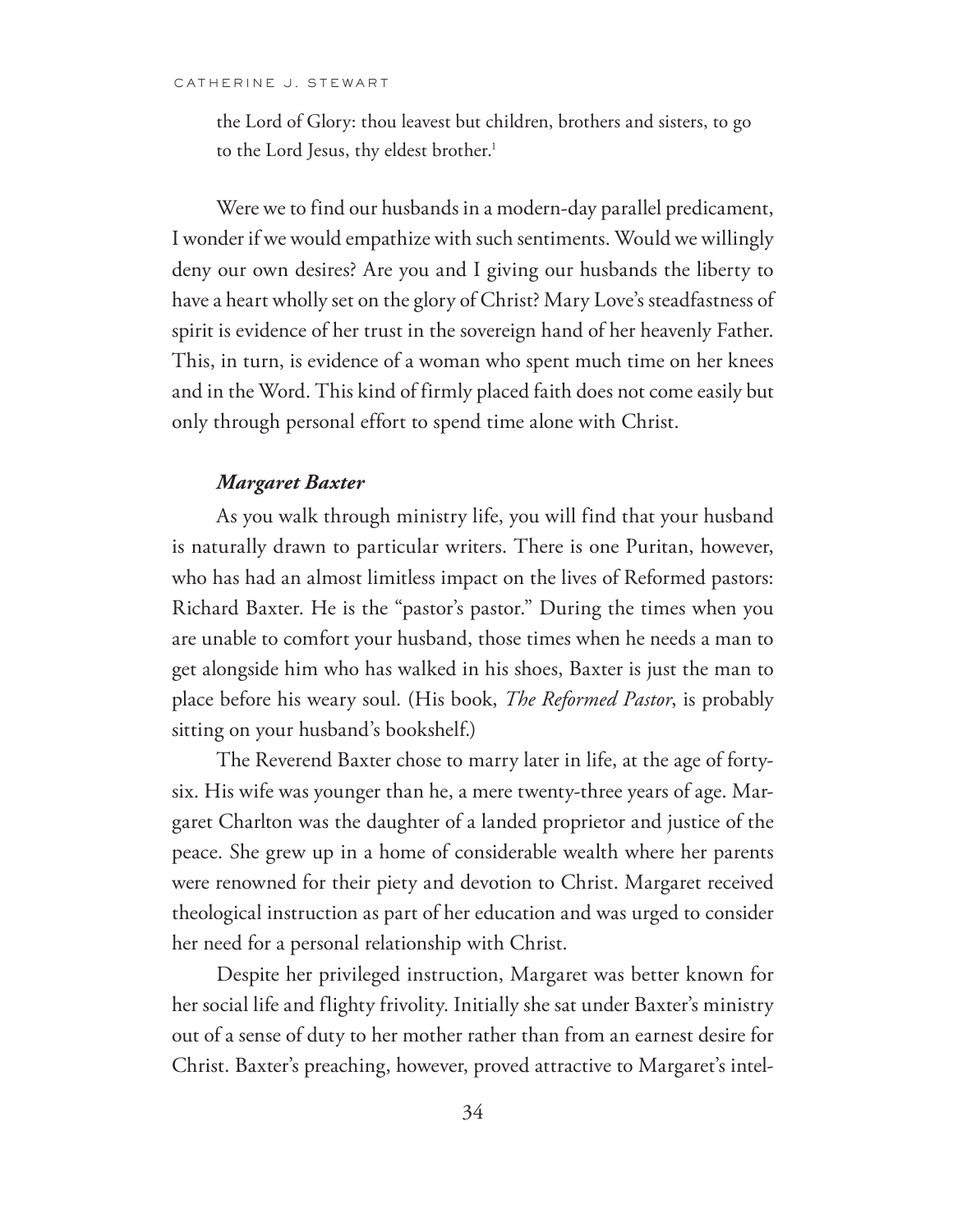the Lord of Glory: thou leavest but children, brothers and sisters, to go to the Lord Jesus, thy eldest brother.[1]

Were we to find our husbands in a modern-day parallel predicament, I wonder if we would empathize with such sentiments. Would we willingly deny our own desires? Are you and I giving our husbands the liberty to have a heart wholly set on the glory of Christ? Mary Love's steadfastness of spirit is evidence of her trust in the sovereign hand of her heavenly Father. This, in turn, is evidence of a woman who spent much time on her knees and in the Word. This kind of firmly placed faith does not come easily but only through personal effort to spend time alone with Christ.

### ***Margaret Baxter***

As you walk through ministry life, you will find that your husband is naturally drawn to particular writers. There is one Puritan, however, who has had an almost limitless impact on the lives of Reformed pastors: Richard Baxter. He is the "pastor's pastor." During the times when you are unable to comfort your husband, those times when he needs a man to get alongside him who has walked in his shoes, Baxter is just the man to place before his weary soul. (His book, *The Reformed Pastor*, is probably sitting on your husband's bookshelf.)

The Reverend Baxter chose to marry later in life, at the age of forty-six. His wife was younger than he, a mere twenty-three years of age. Margaret Charlton was the daughter of a landed proprietor and justice of the peace. She grew up in a home of considerable wealth where her parents were renowned for their piety and devotion to Christ. Margaret received theological instruction as part of her education and was urged to consider her need for a personal relationship with Christ.

Despite her privileged instruction, Margaret was better known for her social life and flighty frivolity. Initially she sat under Baxter's ministry out of a sense of duty to her mother rather than from an earnest desire for Christ. Baxter's preaching, however, proved attractive to Margaret's intel-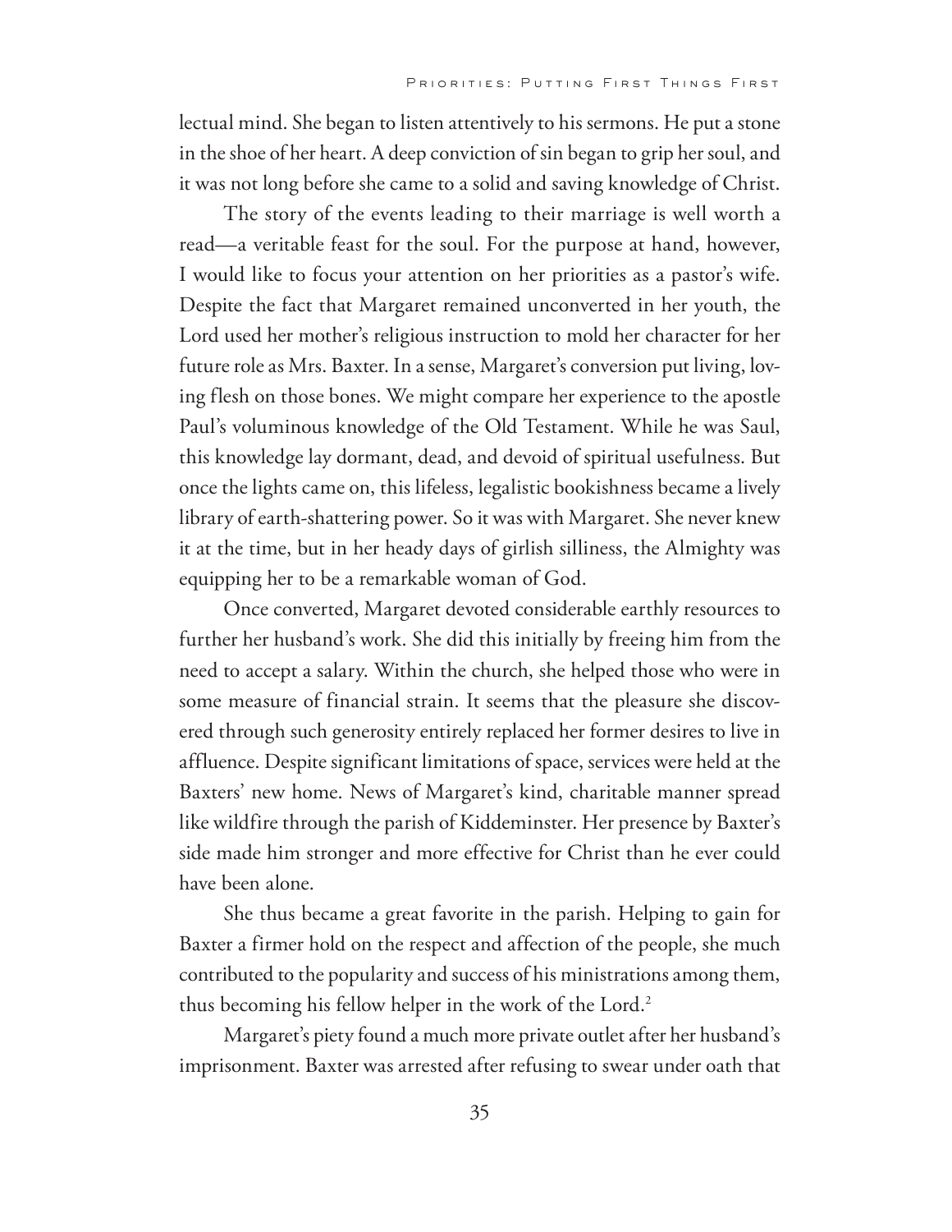lectual mind. She began to listen attentively to his sermons. He put a stone in the shoe of her heart. A deep conviction of sin began to grip her soul, and it was not long before she came to a solid and saving knowledge of Christ.

The story of the events leading to their marriage is well worth a read—a veritable feast for the soul. For the purpose at hand, however, I would like to focus your attention on her priorities as a pastor's wife. Despite the fact that Margaret remained unconverted in her youth, the Lord used her mother's religious instruction to mold her character for her future role as Mrs. Baxter. In a sense, Margaret's conversion put living, loving flesh on those bones. We might compare her experience to the apostle Paul's voluminous knowledge of the Old Testament. While he was Saul, this knowledge lay dormant, dead, and devoid of spiritual usefulness. But once the lights came on, this lifeless, legalistic bookishness became a lively library of earth-shattering power. So it was with Margaret. She never knew it at the time, but in her heady days of girlish silliness, the Almighty was equipping her to be a remarkable woman of God.

Once converted, Margaret devoted considerable earthly resources to further her husband's work. She did this initially by freeing him from the need to accept a salary. Within the church, she helped those who were in some measure of financial strain. It seems that the pleasure she discovered through such generosity entirely replaced her former desires to live in affluence. Despite significant limitations of space, services were held at the Baxters' new home. News of Margaret's kind, charitable manner spread like wildfire through the parish of Kiddeminster. Her presence by Baxter's side made him stronger and more effective for Christ than he ever could have been alone.

> She thus became a great favorite in the parish. Helping to gain for Baxter a firmer hold on the respect and affection of the people, she much contributed to the popularity and success of his ministrations among them, thus becoming his fellow helper in the work of the Lord.[2]

Margaret's piety found a much more private outlet after her husband's imprisonment. Baxter was arrested after refusing to swear under oath that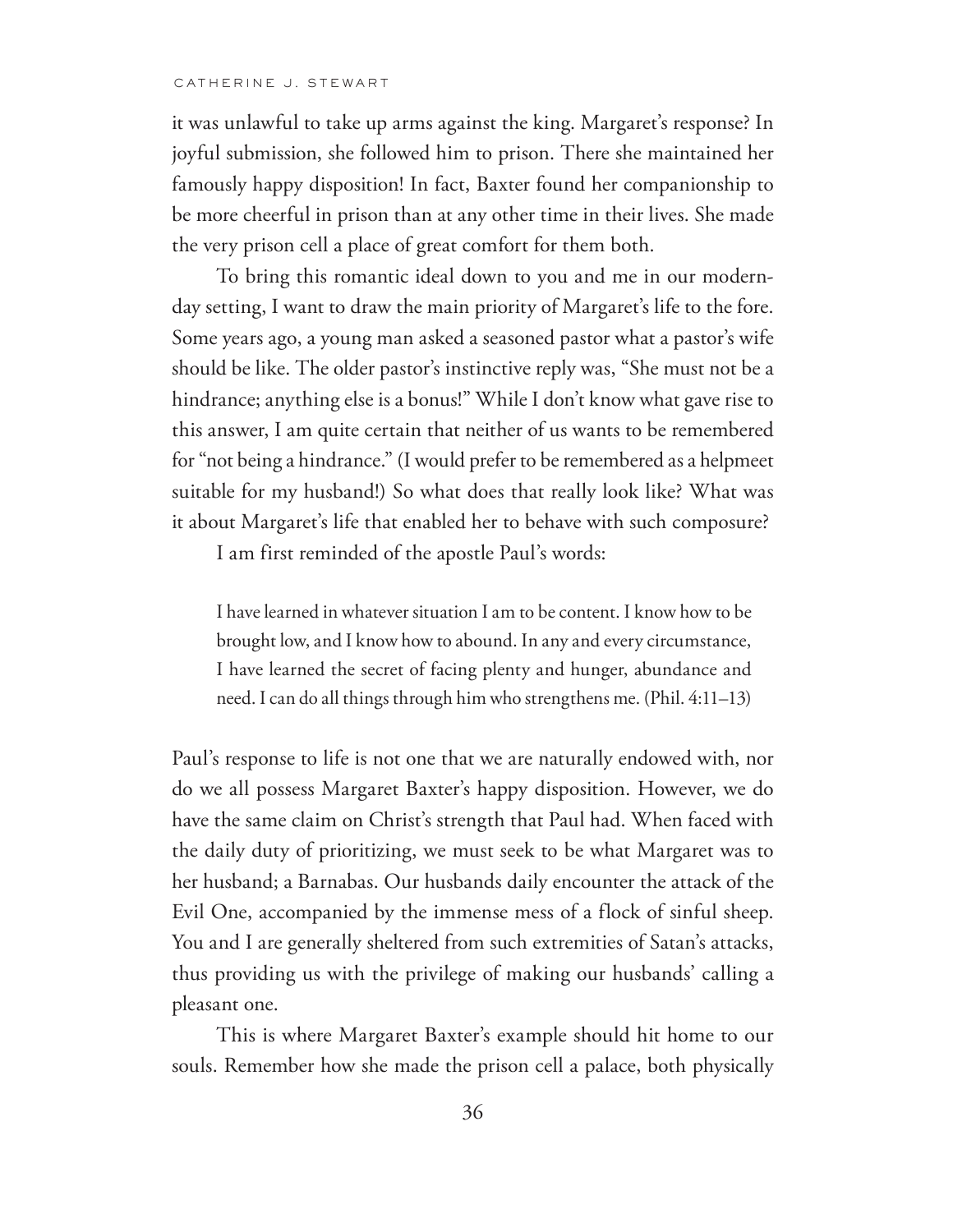it was unlawful to take up arms against the king. Margaret's response? In joyful submission, she followed him to prison. There she maintained her famously happy disposition! In fact, Baxter found her companionship to be more cheerful in prison than at any other time in their lives. She made the very prison cell a place of great comfort for them both.

To bring this romantic ideal down to you and me in our modern-day setting, I want to draw the main priority of Margaret's life to the fore. Some years ago, a young man asked a seasoned pastor what a pastor's wife should be like. The older pastor's instinctive reply was, "She must not be a hindrance; anything else is a bonus!" While I don't know what gave rise to this answer, I am quite certain that neither of us wants to be remembered for "not being a hindrance." (I would prefer to be remembered as a helpmeet suitable for my husband!) So what does that really look like? What was it about Margaret's life that enabled her to behave with such composure?

I am first reminded of the apostle Paul's words:

> I have learned in whatever situation I am to be content. I know how to be brought low, and I know how to abound. In any and every circumstance, I have learned the secret of facing plenty and hunger, abundance and need. I can do all things through him who strengthens me. (Phil. 4:11–13)

Paul's response to life is not one that we are naturally endowed with, nor do we all possess Margaret Baxter's happy disposition. However, we do have the same claim on Christ's strength that Paul had. When faced with the daily duty of prioritizing, we must seek to be what Margaret was to her husband; a Barnabas. Our husbands daily encounter the attack of the Evil One, accompanied by the immense mess of a flock of sinful sheep. You and I are generally sheltered from such extremities of Satan's attacks, thus providing us with the privilege of making our husbands' calling a pleasant one.

This is where Margaret Baxter's example should hit home to our souls. Remember how she made the prison cell a palace, both physically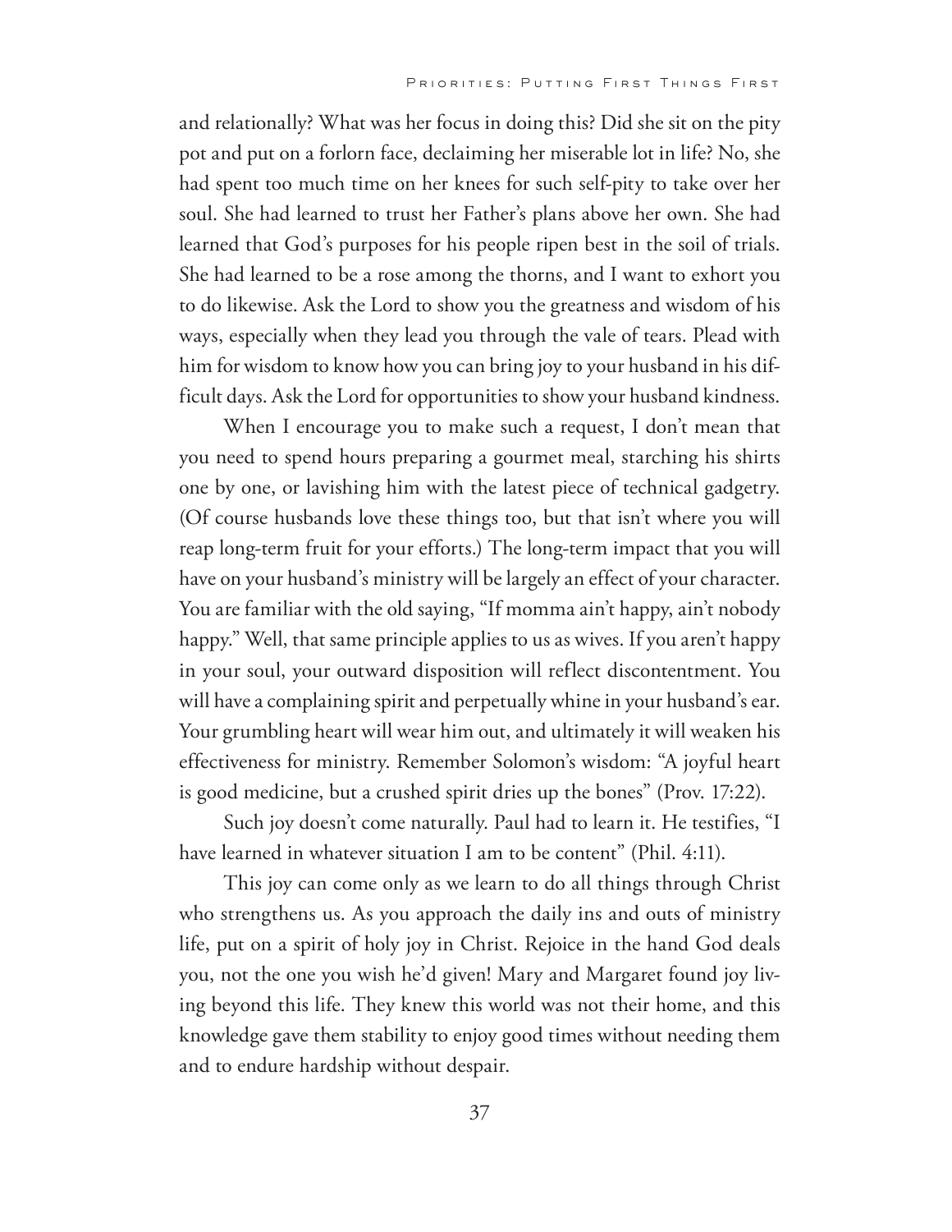and relationally? What was her focus in doing this? Did she sit on the pity pot and put on a forlorn face, declaiming her miserable lot in life? No, she had spent too much time on her knees for such self-pity to take over her soul. She had learned to trust her Father's plans above her own. She had learned that God's purposes for his people ripen best in the soil of trials. She had learned to be a rose among the thorns, and I want to exhort you to do likewise. Ask the Lord to show you the greatness and wisdom of his ways, especially when they lead you through the vale of tears. Plead with him for wisdom to know how you can bring joy to your husband in his difficult days. Ask the Lord for opportunities to show your husband kindness.

When I encourage you to make such a request, I don't mean that you need to spend hours preparing a gourmet meal, starching his shirts one by one, or lavishing him with the latest piece of technical gadgetry. (Of course husbands love these things too, but that isn't where you will reap long-term fruit for your efforts.) The long-term impact that you will have on your husband's ministry will be largely an effect of your character. You are familiar with the old saying, "If momma ain't happy, ain't nobody happy." Well, that same principle applies to us as wives. If you aren't happy in your soul, your outward disposition will reflect discontentment. You will have a complaining spirit and perpetually whine in your husband's ear. Your grumbling heart will wear him out, and ultimately it will weaken his effectiveness for ministry. Remember Solomon's wisdom: "A joyful heart is good medicine, but a crushed spirit dries up the bones" (Prov. 17:22).

Such joy doesn't come naturally. Paul had to learn it. He testifies, "I have learned in whatever situation I am to be content" (Phil. 4:11).

This joy can come only as we learn to do all things through Christ who strengthens us. As you approach the daily ins and outs of ministry life, put on a spirit of holy joy in Christ. Rejoice in the hand God deals you, not the one you wish he'd given! Mary and Margaret found joy living beyond this life. They knew this world was not their home, and this knowledge gave them stability to enjoy good times without needing them and to endure hardship without despair.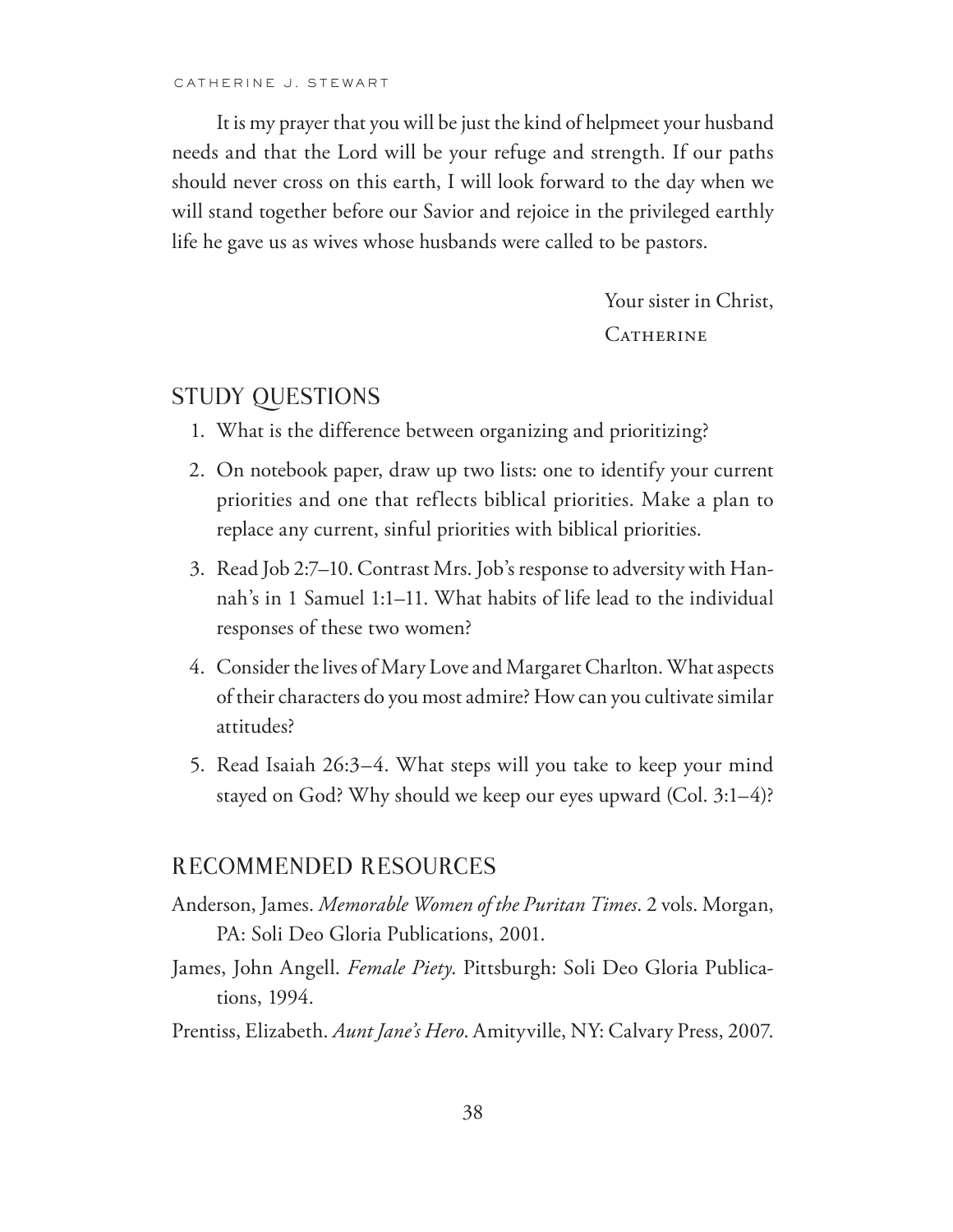It is my prayer that you will be just the kind of helpmeet your husband needs and that the Lord will be your refuge and strength. If our paths should never cross on this earth, I will look forward to the day when we will stand together before our Savior and rejoice in the privileged earthly life he gave us as wives whose husbands were called to be pastors.

Your sister in Christ,
Catherine

## STUDY QUESTIONS

1. What is the difference between organizing and prioritizing?
2. On notebook paper, draw up two lists: one to identify your current priorities and one that reflects biblical priorities. Make a plan to replace any current, sinful priorities with biblical priorities.
3. Read Job 2:7–10. Contrast Mrs. Job's response to adversity with Hannah's in 1 Samuel 1:1–11. What habits of life lead to the individual responses of these two women?
4. Consider the lives of Mary Love and Margaret Charlton. What aspects of their characters do you most admire? How can you cultivate similar attitudes?
5. Read Isaiah 26:3–4. What steps will you take to keep your mind stayed on God? Why should we keep our eyes upward (Col. 3:1–4)?

## RECOMMENDED RESOURCES

Anderson, James. *Memorable Women of the Puritan Times*. 2 vols. Morgan, PA: Soli Deo Gloria Publications, 2001.

James, John Angell. *Female Piety*. Pittsburgh: Soli Deo Gloria Publications, 1994.

Prentiss, Elizabeth. *Aunt Jane's Hero*. Amityville, NY: Calvary Press, 2007.